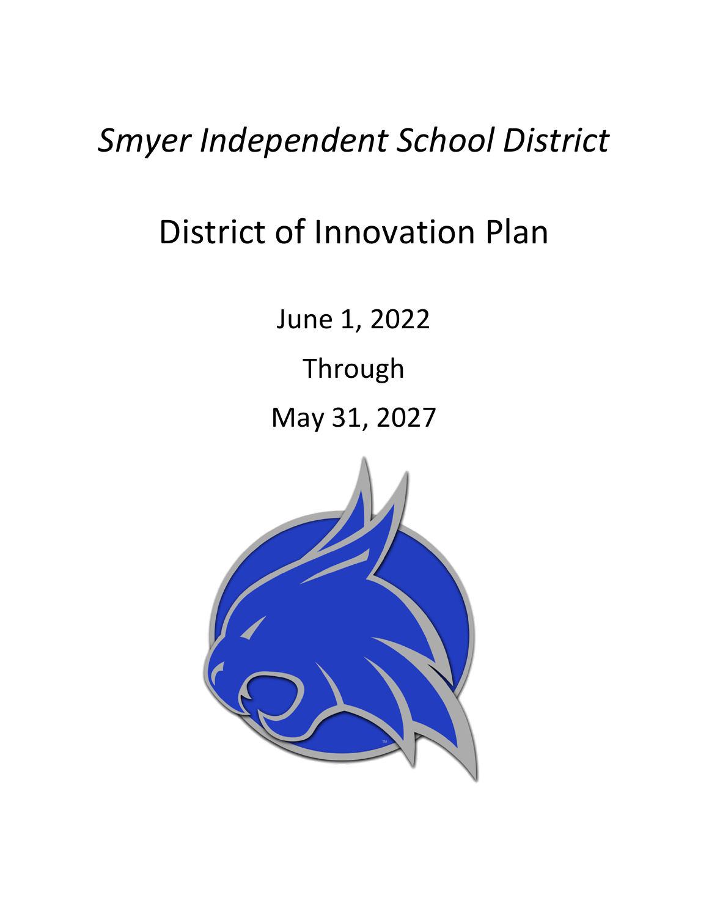# *Smyer Independent School District*

# District of Innovation Plan

June 1, 2022

Through

May 31, 2027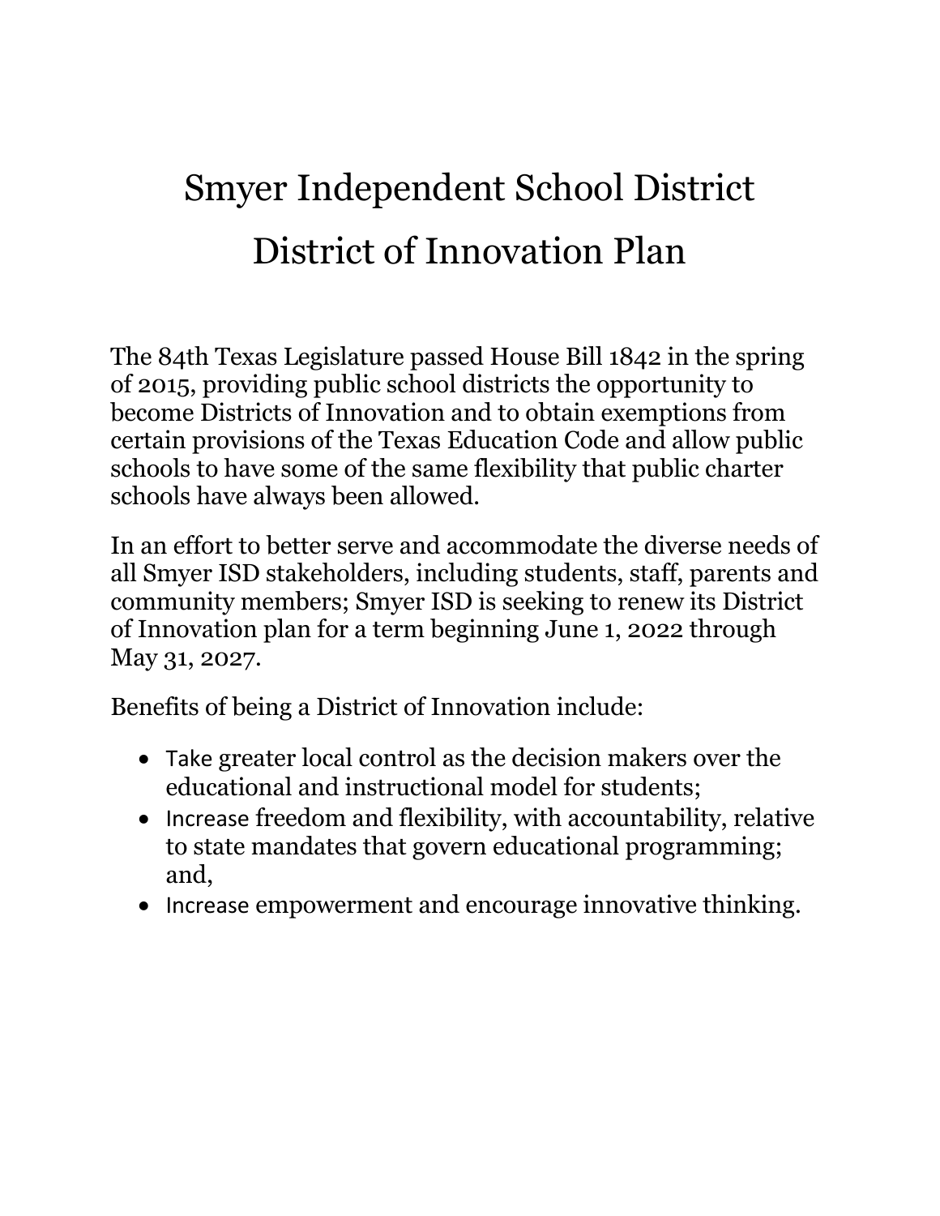# Smyer Independent School District

# District of Innovation Plan

The 84th Texas Legislature passed House Bill 1842 in the spring of 2015, providing public school districts the opportunity to become Districts of Innovation and to obtain exemptions from certain provisions of the Texas Education Code and allow public schools to have some of the same flexibility that public charter schools have always been allowed.

In an effort to better serve and accommodate the diverse needs of all Smyer ISD stakeholders, including students, staff, parents and community members; Smyer ISD is seeking to renew its District of Innovation plan for a term beginning June 1, 2022 through May 31, 2027.

Benefits of being a District of Innovation include:

- Take greater local control as the decision makers over the educational and instructional model for students;
- Increase freedom and flexibility, with accountability, relative to state mandates that govern educational programming; and,
- Increase empowerment and encourage innovative thinking.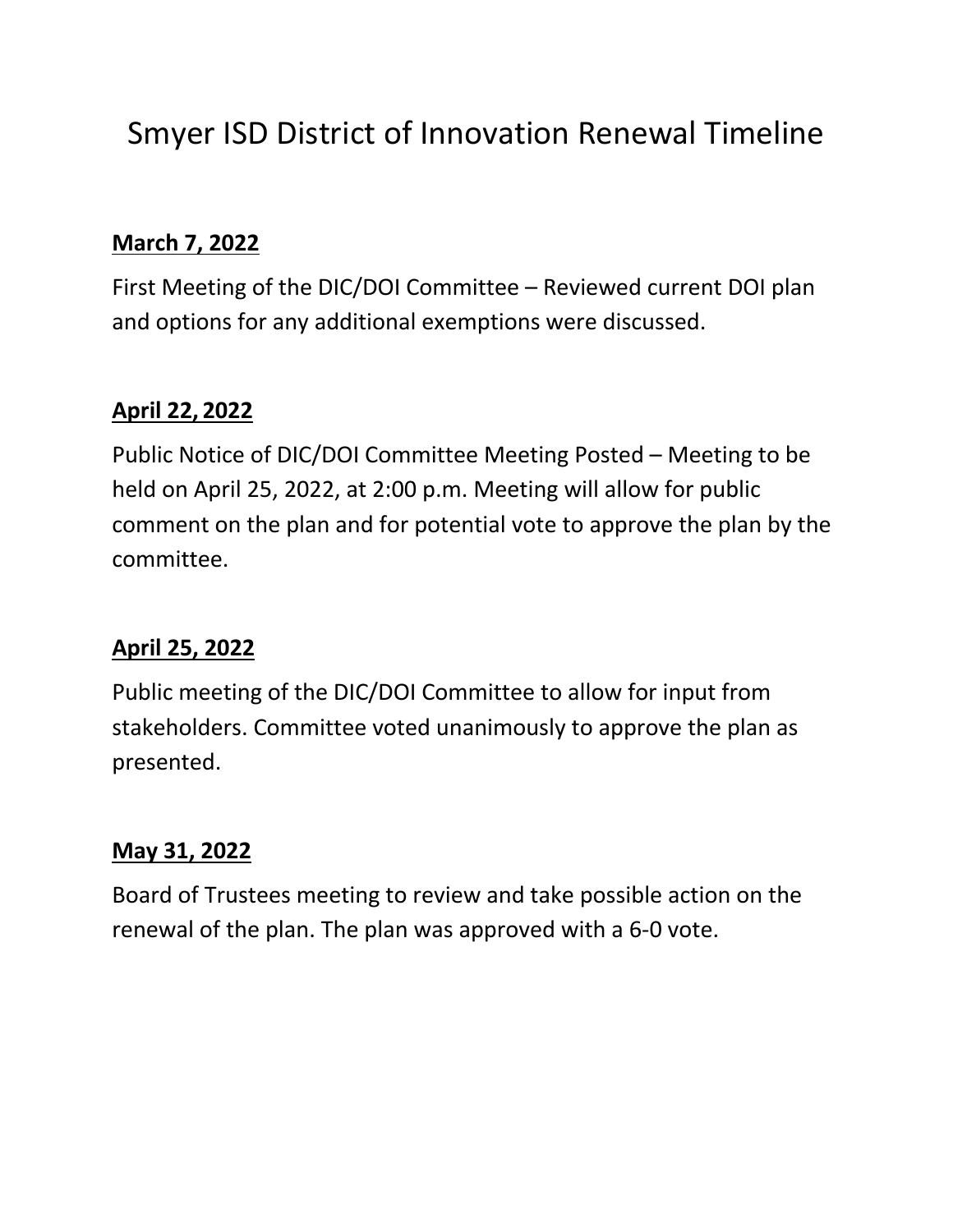# Smyer ISD District of Innovation Renewal Timeline

**March 7, 2022**

First Meeting of the DIC/DOI Committee – Reviewed current DOI plan and options for any additional exemptions were discussed.

**April 22, 2022**

Public Notice of DIC/DOI Committee Meeting Posted – Meeting to be held on April 25, 2022, at 2:00 p.m. Meeting will allow for public comment on the plan and for potential vote to approve the plan by the committee.

**April 25, 2022**

Public meeting of the DIC/DOI Committee to allow for input from stakeholders. Committee voted unanimously to approve the plan as presented.

**May 31, 2022**

Board of Trustees meeting to review and take possible action on the renewal of the plan. The plan was approved with a 6-0 vote.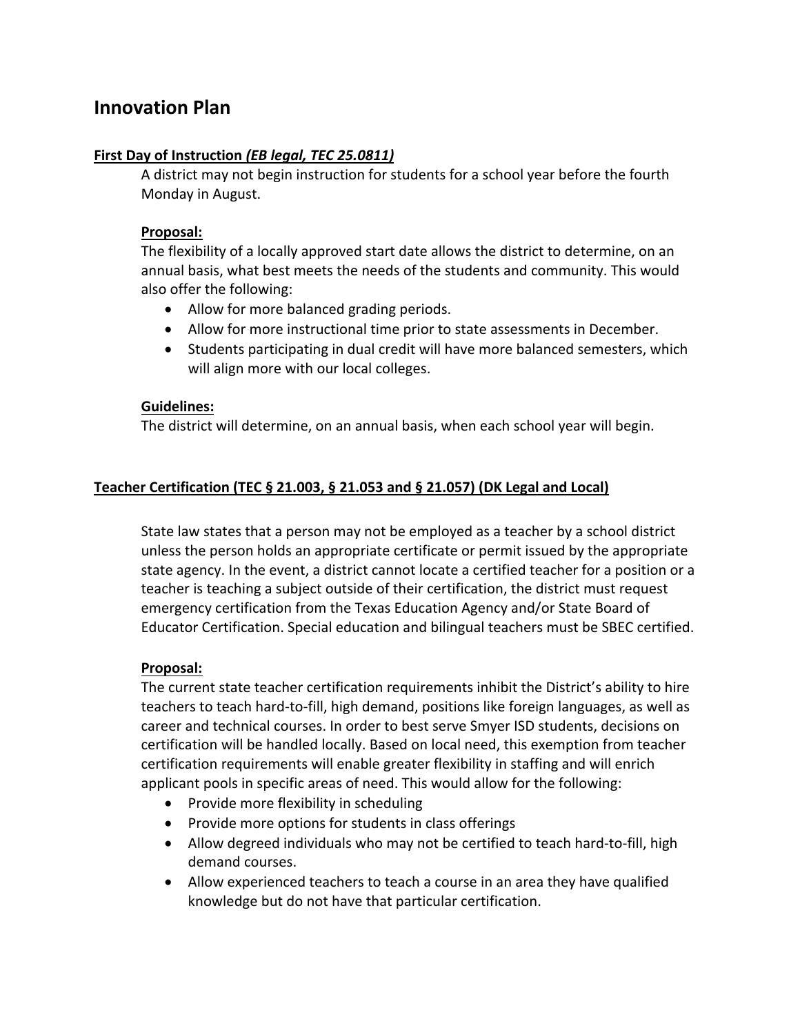# Innovation Plan

**<u>First Day of Instruction *(EB legal, TEC 25.0811)*</u>**

A district may not begin instruction for students for a school year before the fourth Monday in August.

**<u>Proposal:</u>**

The flexibility of a locally approved start date allows the district to determine, on an annual basis, what best meets the needs of the students and community. This would also offer the following:

- Allow for more balanced grading periods.
- Allow for more instructional time prior to state assessments in December.
- Students participating in dual credit will have more balanced semesters, which will align more with our local colleges.

**<u>Guidelines:</u>**

The district will determine, on an annual basis, when each school year will begin.

**<u>Teacher Certification (TEC § 21.003, § 21.053 and § 21.057) (DK Legal and Local)</u>**

State law states that a person may not be employed as a teacher by a school district unless the person holds an appropriate certificate or permit issued by the appropriate state agency. In the event, a district cannot locate a certified teacher for a position or a teacher is teaching a subject outside of their certification, the district must request emergency certification from the Texas Education Agency and/or State Board of Educator Certification. Special education and bilingual teachers must be SBEC certified.

**<u>Proposal:</u>**

The current state teacher certification requirements inhibit the District's ability to hire teachers to teach hard-to-fill, high demand, positions like foreign languages, as well as career and technical courses. In order to best serve Smyer ISD students, decisions on certification will be handled locally. Based on local need, this exemption from teacher certification requirements will enable greater flexibility in staffing and will enrich applicant pools in specific areas of need. This would allow for the following:

- Provide more flexibility in scheduling
- Provide more options for students in class offerings
- Allow degreed individuals who may not be certified to teach hard-to-fill, high demand courses.
- Allow experienced teachers to teach a course in an area they have qualified knowledge but do not have that particular certification.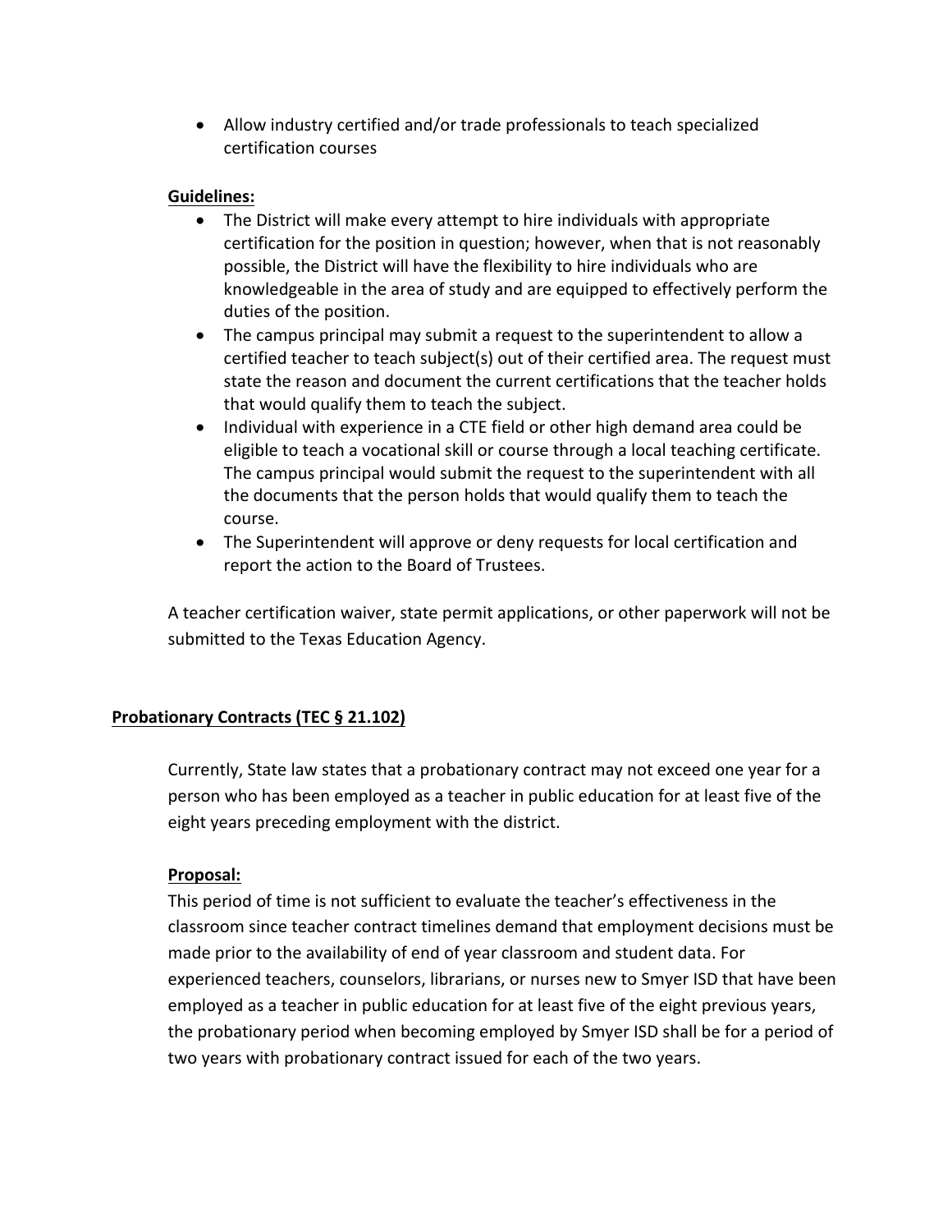- Allow industry certified and/or trade professionals to teach specialized certification courses

**Guidelines:**

- The District will make every attempt to hire individuals with appropriate certification for the position in question; however, when that is not reasonably possible, the District will have the flexibility to hire individuals who are knowledgeable in the area of study and are equipped to effectively perform the duties of the position.
- The campus principal may submit a request to the superintendent to allow a certified teacher to teach subject(s) out of their certified area. The request must state the reason and document the current certifications that the teacher holds that would qualify them to teach the subject.
- Individual with experience in a CTE field or other high demand area could be eligible to teach a vocational skill or course through a local teaching certificate. The campus principal would submit the request to the superintendent with all the documents that the person holds that would qualify them to teach the course.
- The Superintendent will approve or deny requests for local certification and report the action to the Board of Trustees.

A teacher certification waiver, state permit applications, or other paperwork will not be submitted to the Texas Education Agency.

## Probationary Contracts (TEC § 21.102)

Currently, State law states that a probationary contract may not exceed one year for a person who has been employed as a teacher in public education for at least five of the eight years preceding employment with the district.

**Proposal:**

This period of time is not sufficient to evaluate the teacher's effectiveness in the classroom since teacher contract timelines demand that employment decisions must be made prior to the availability of end of year classroom and student data. For experienced teachers, counselors, librarians, or nurses new to Smyer ISD that have been employed as a teacher in public education for at least five of the eight previous years, the probationary period when becoming employed by Smyer ISD shall be for a period of two years with probationary contract issued for each of the two years.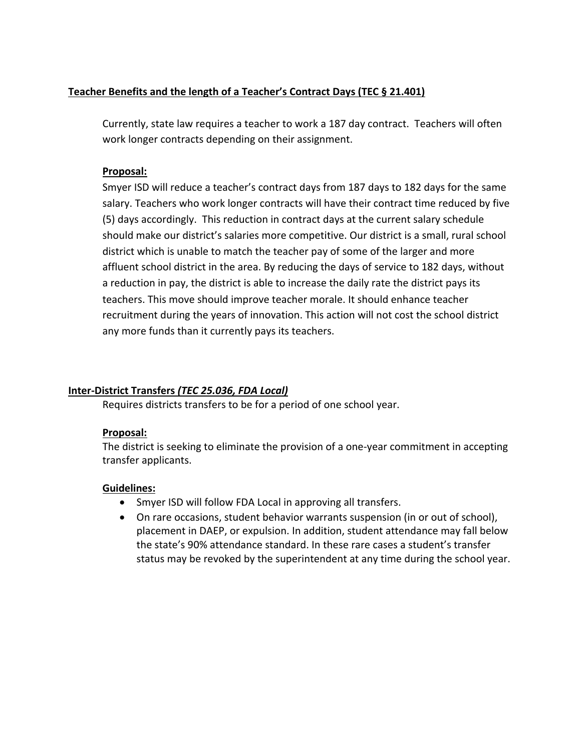**<u>Teacher Benefits and the length of a Teacher's Contract Days (TEC § 21.401)</u>**

Currently, state law requires a teacher to work a 187 day contract. Teachers will often work longer contracts depending on their assignment.

**<u>Proposal:</u>**

Smyer ISD will reduce a teacher's contract days from 187 days to 182 days for the same salary. Teachers who work longer contracts will have their contract time reduced by five (5) days accordingly. This reduction in contract days at the current salary schedule should make our district's salaries more competitive. Our district is a small, rural school district which is unable to match the teacher pay of some of the larger and more affluent school district in the area. By reducing the days of service to 182 days, without a reduction in pay, the district is able to increase the daily rate the district pays its teachers. This move should improve teacher morale. It should enhance teacher recruitment during the years of innovation. This action will not cost the school district any more funds than it currently pays its teachers.

**<u>Inter-District Transfers *(TEC 25.036, FDA Local)*</u>**

Requires districts transfers to be for a period of one school year.

**<u>Proposal:</u>**

The district is seeking to eliminate the provision of a one-year commitment in accepting transfer applicants.

**<u>Guidelines:</u>**

- Smyer ISD will follow FDA Local in approving all transfers.
- On rare occasions, student behavior warrants suspension (in or out of school), placement in DAEP, or expulsion. In addition, student attendance may fall below the state's 90% attendance standard. In these rare cases a student's transfer status may be revoked by the superintendent at any time during the school year.